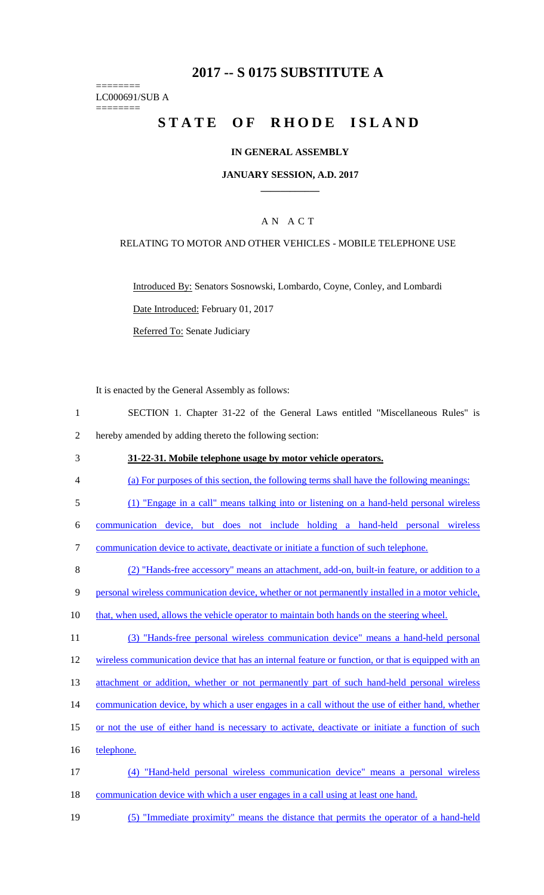# 2017 -- S 0175 SUBSTITUTE A

========
LC000691/SUB A
========

# STATE OF RHODE ISLAND

## IN GENERAL ASSEMBLY

### JANUARY SESSION, A.D. 2017

____________

## A N A C T

### RELATING TO MOTOR AND OTHER VEHICLES - MOBILE TELEPHONE USE

Introduced By: Senators Sosnowski, Lombardo, Coyne, Conley, and Lombardi

Date Introduced: February 01, 2017

Referred To: Senate Judiciary

It is enacted by the General Assembly as follows:

1 SECTION 1. Chapter 31-22 of the General Laws entitled "Miscellaneous Rules" is
2 hereby amended by adding thereto the following section:

3 **31-22-31. Mobile telephone usage by motor vehicle operators.**

4 (a) For purposes of this section, the following terms shall have the following meanings:

5 (1) "Engage in a call" means talking into or listening on a hand-held personal wireless
6 communication device, but does not include holding a hand-held personal wireless
7 communication device to activate, deactivate or initiate a function of such telephone.

8 (2) "Hands-free accessory" means an attachment, add-on, built-in feature, or addition to a
9 personal wireless communication device, whether or not permanently installed in a motor vehicle,
10 that, when used, allows the vehicle operator to maintain both hands on the steering wheel.

11 (3) "Hands-free personal wireless communication device" means a hand-held personal
12 wireless communication device that has an internal feature or function, or that is equipped with an
13 attachment or addition, whether or not permanently part of such hand-held personal wireless
14 communication device, by which a user engages in a call without the use of either hand, whether
15 or not the use of either hand is necessary to activate, deactivate or initiate a function of such
16 telephone.

17 (4) "Hand-held personal wireless communication device" means a personal wireless
18 communication device with which a user engages in a call using at least one hand.

19 (5) "Immediate proximity" means the distance that permits the operator of a hand-held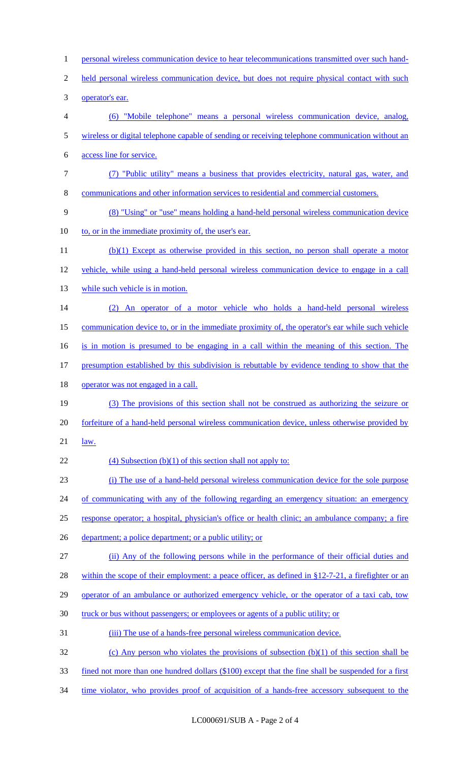personal wireless communication device to hear telecommunications transmitted over such hand-held personal wireless communication device, but does not require physical contact with such operator's ear.

(6) "Mobile telephone" means a personal wireless communication device, analog, wireless or digital telephone capable of sending or receiving telephone communication without an access line for service.

(7) "Public utility" means a business that provides electricity, natural gas, water, and communications and other information services to residential and commercial customers.

(8) "Using" or "use" means holding a hand-held personal wireless communication device to, or in the immediate proximity of, the user's ear.

(b)(1) Except as otherwise provided in this section, no person shall operate a motor vehicle, while using a hand-held personal wireless communication device to engage in a call while such vehicle is in motion.

(2) An operator of a motor vehicle who holds a hand-held personal wireless communication device to, or in the immediate proximity of, the operator's ear while such vehicle is in motion is presumed to be engaging in a call within the meaning of this section. The presumption established by this subdivision is rebuttable by evidence tending to show that the operator was not engaged in a call.

(3) The provisions of this section shall not be construed as authorizing the seizure or forfeiture of a hand-held personal wireless communication device, unless otherwise provided by law.

(4) Subsection (b)(1) of this section shall not apply to:

(i) The use of a hand-held personal wireless communication device for the sole purpose of communicating with any of the following regarding an emergency situation: an emergency response operator; a hospital, physician's office or health clinic; an ambulance company; a fire department; a police department; or a public utility; or

(ii) Any of the following persons while in the performance of their official duties and within the scope of their employment: a peace officer, as defined in §12-7-21, a firefighter or an operator of an ambulance or authorized emergency vehicle, or the operator of a taxi cab, tow truck or bus without passengers; or employees or agents of a public utility; or

(iii) The use of a hands-free personal wireless communication device.

(c) Any person who violates the provisions of subsection (b)(1) of this section shall be fined not more than one hundred dollars ($100) except that the fine shall be suspended for a first time violator, who provides proof of acquisition of a hands-free accessory subsequent to the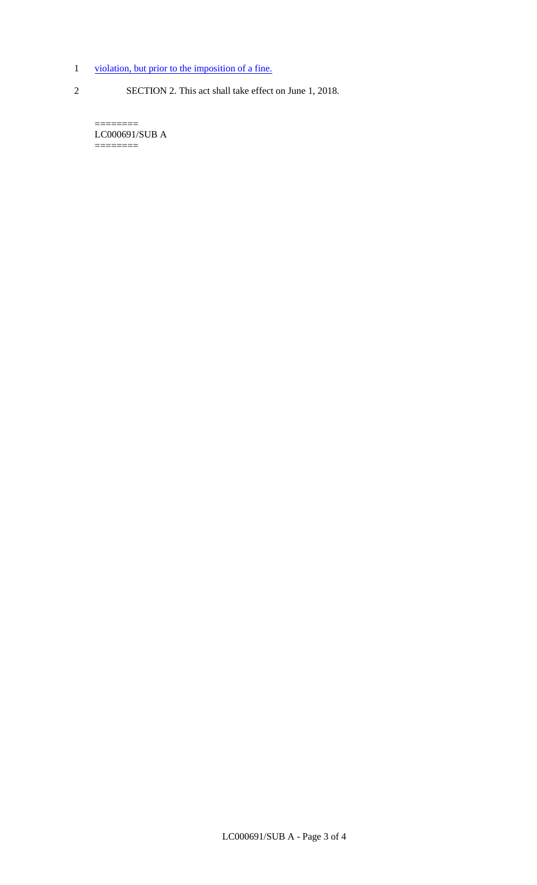violation, but prior to the imposition of a fine.

SECTION 2. This act shall take effect on June 1, 2018.

========
LC000691/SUB A
========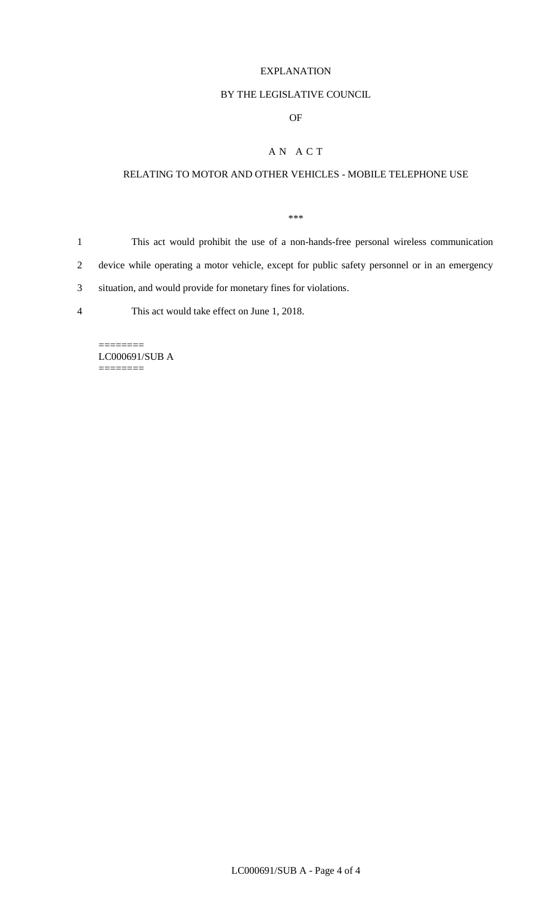EXPLANATION

BY THE LEGISLATIVE COUNCIL

OF

A N A C T

RELATING TO MOTOR AND OTHER VEHICLES - MOBILE TELEPHONE USE

\*\*\*

1 This act would prohibit the use of a non-hands-free personal wireless communication
2 device while operating a motor vehicle, except for public safety personnel or in an emergency
3 situation, and would provide for monetary fines for violations.
4 This act would take effect on June 1, 2018.

========
LC000691/SUB A
========